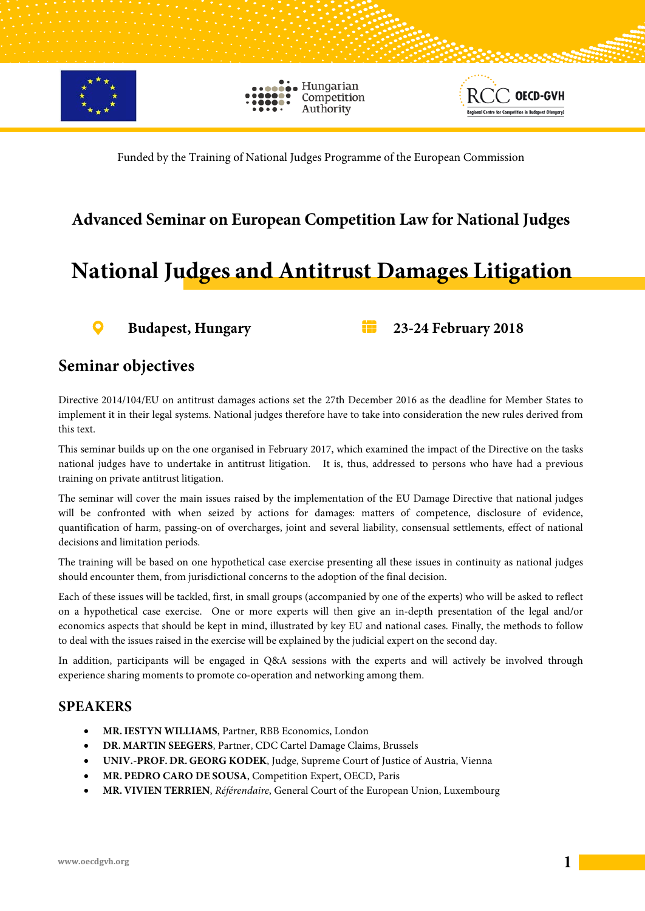Funded by the Training of National Judges Programme of the European Commission

## Advanced Seminar on European Competition Law for National Judges

# National Judges and Antitrust Damages Litigation

**Budapest, Hungary** | **23-24 February 2018**

## Seminar objectives

Directive 2014/104/EU on antitrust damages actions set the 27th December 2016 as the deadline for Member States to implement it in their legal systems. National judges therefore have to take into consideration the new rules derived from this text.

This seminar builds up on the one organised in February 2017, which examined the impact of the Directive on the tasks national judges have to undertake in antitrust litigation. It is, thus, addressed to persons who have had a previous training on private antitrust litigation.

The seminar will cover the main issues raised by the implementation of the EU Damage Directive that national judges will be confronted with when seized by actions for damages: matters of competence, disclosure of evidence, quantification of harm, passing-on of overcharges, joint and several liability, consensual settlements, effect of national decisions and limitation periods.

The training will be based on one hypothetical case exercise presenting all these issues in continuity as national judges should encounter them, from jurisdictional concerns to the adoption of the final decision.

Each of these issues will be tackled, first, in small groups (accompanied by one of the experts) who will be asked to reflect on a hypothetical case exercise. One or more experts will then give an in-depth presentation of the legal and/or economics aspects that should be kept in mind, illustrated by key EU and national cases. Finally, the methods to follow to deal with the issues raised in the exercise will be explained by the judicial expert on the second day.

In addition, participants will be engaged in Q&A sessions with the experts and will actively be involved through experience sharing moments to promote co-operation and networking among them.

## SPEAKERS

- **MR. IESTYN WILLIAMS**, Partner, RBB Economics, London
- **DR. MARTIN SEEGERS**, Partner, CDC Cartel Damage Claims, Brussels
- **UNIV.-PROF. DR. GEORG KODEK**, Judge, Supreme Court of Justice of Austria, Vienna
- **MR. PEDRO CARO DE SOUSA**, Competition Expert, OECD, Paris
- **MR. VIVIEN TERRIEN**, *Référendaire*, General Court of the European Union, Luxembourg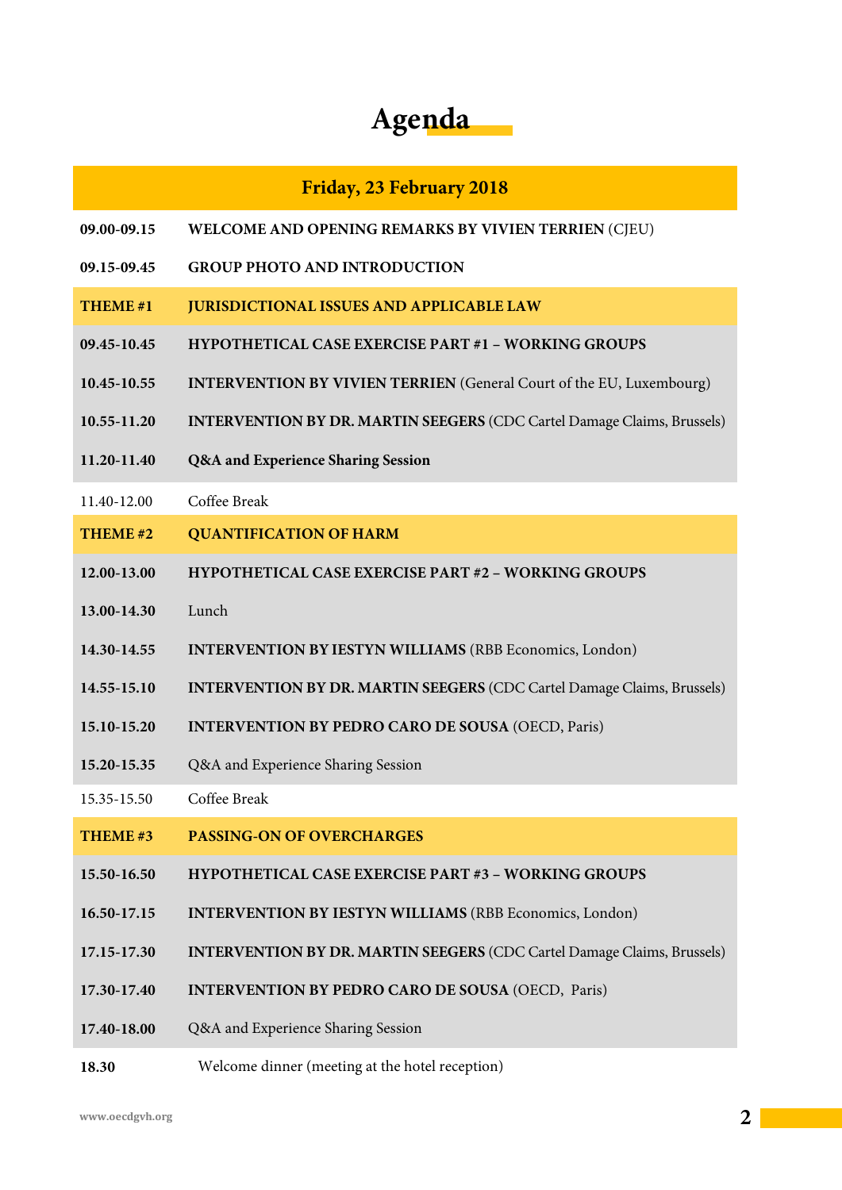# Agenda

| Friday, 23 February 2018 | |
|---|---|
| **09.00-09.15** | **WELCOME AND OPENING REMARKS BY VIVIEN TERRIEN** (CJEU) |
| **09.15-09.45** | **GROUP PHOTO AND INTRODUCTION** |
| **THEME #1** | **JURISDICTIONAL ISSUES AND APPLICABLE LAW** |
| **09.45-10.45** | **HYPOTHETICAL CASE EXERCISE PART #1 – WORKING GROUPS** |
| **10.45-10.55** | **INTERVENTION BY VIVIEN TERRIEN** (General Court of the EU, Luxembourg) |
| **10.55-11.20** | **INTERVENTION BY DR. MARTIN SEEGERS** (CDC Cartel Damage Claims, Brussels) |
| **11.20-11.40** | **Q&A and Experience Sharing Session** |
| 11.40-12.00 | Coffee Break |
| **THEME #2** | **QUANTIFICATION OF HARM** |
| **12.00-13.00** | **HYPOTHETICAL CASE EXERCISE PART #2 – WORKING GROUPS** |
| **13.00-14.30** | Lunch |
| **14.30-14.55** | **INTERVENTION BY IESTYN WILLIAMS** (RBB Economics, London) |
| **14.55-15.10** | **INTERVENTION BY DR. MARTIN SEEGERS** (CDC Cartel Damage Claims, Brussels) |
| **15.10-15.20** | **INTERVENTION BY PEDRO CARO DE SOUSA** (OECD, Paris) |
| **15.20-15.35** | Q&A and Experience Sharing Session |
| 15.35-15.50 | Coffee Break |
| **THEME #3** | **PASSING-ON OF OVERCHARGES** |
| **15.50-16.50** | **HYPOTHETICAL CASE EXERCISE PART #3 – WORKING GROUPS** |
| **16.50-17.15** | **INTERVENTION BY IESTYN WILLIAMS** (RBB Economics, London) |
| **17.15-17.30** | **INTERVENTION BY DR. MARTIN SEEGERS** (CDC Cartel Damage Claims, Brussels) |
| **17.30-17.40** | **INTERVENTION BY PEDRO CARO DE SOUSA** (OECD, Paris) |
| **17.40-18.00** | Q&A and Experience Sharing Session |
| **18.30** | Welcome dinner (meeting at the hotel reception) |

www.oecdgvh.org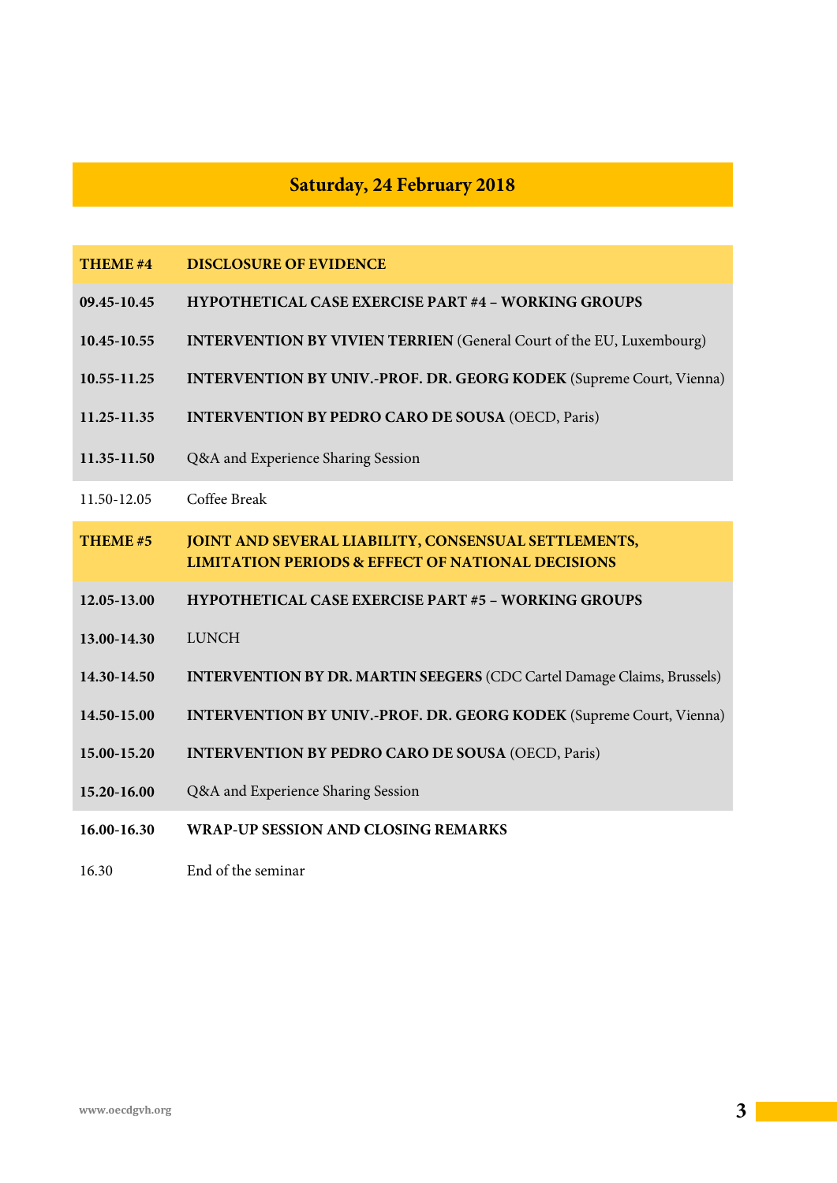## Saturday, 24 February 2018

| | |
|---|---|
| **THEME #4** | **DISCLOSURE OF EVIDENCE** |
| **09.45-10.45** | **HYPOTHETICAL CASE EXERCISE PART #4 – WORKING GROUPS** |
| **10.45-10.55** | **INTERVENTION BY VIVIEN TERRIEN** (General Court of the EU, Luxembourg) |
| **10.55-11.25** | **INTERVENTION BY UNIV.-PROF. DR. GEORG KODEK** (Supreme Court, Vienna) |
| **11.25-11.35** | **INTERVENTION BY PEDRO CARO DE SOUSA** (OECD, Paris) |
| **11.35-11.50** | Q&A and Experience Sharing Session |
| 11.50-12.05 | Coffee Break |
| **THEME #5** | **JOINT AND SEVERAL LIABILITY, CONSENSUAL SETTLEMENTS, LIMITATION PERIODS & EFFECT OF NATIONAL DECISIONS** |
| **12.05-13.00** | **HYPOTHETICAL CASE EXERCISE PART #5 – WORKING GROUPS** |
| **13.00-14.30** | LUNCH |
| **14.30-14.50** | **INTERVENTION BY DR. MARTIN SEEGERS** (CDC Cartel Damage Claims, Brussels) |
| **14.50-15.00** | **INTERVENTION BY UNIV.-PROF. DR. GEORG KODEK** (Supreme Court, Vienna) |
| **15.00-15.20** | **INTERVENTION BY PEDRO CARO DE SOUSA** (OECD, Paris) |
| **15.20-16.00** | Q&A and Experience Sharing Session |
| **16.00-16.30** | **WRAP-UP SESSION AND CLOSING REMARKS** |
| 16.30 | End of the seminar |

www.oecdgvh.org